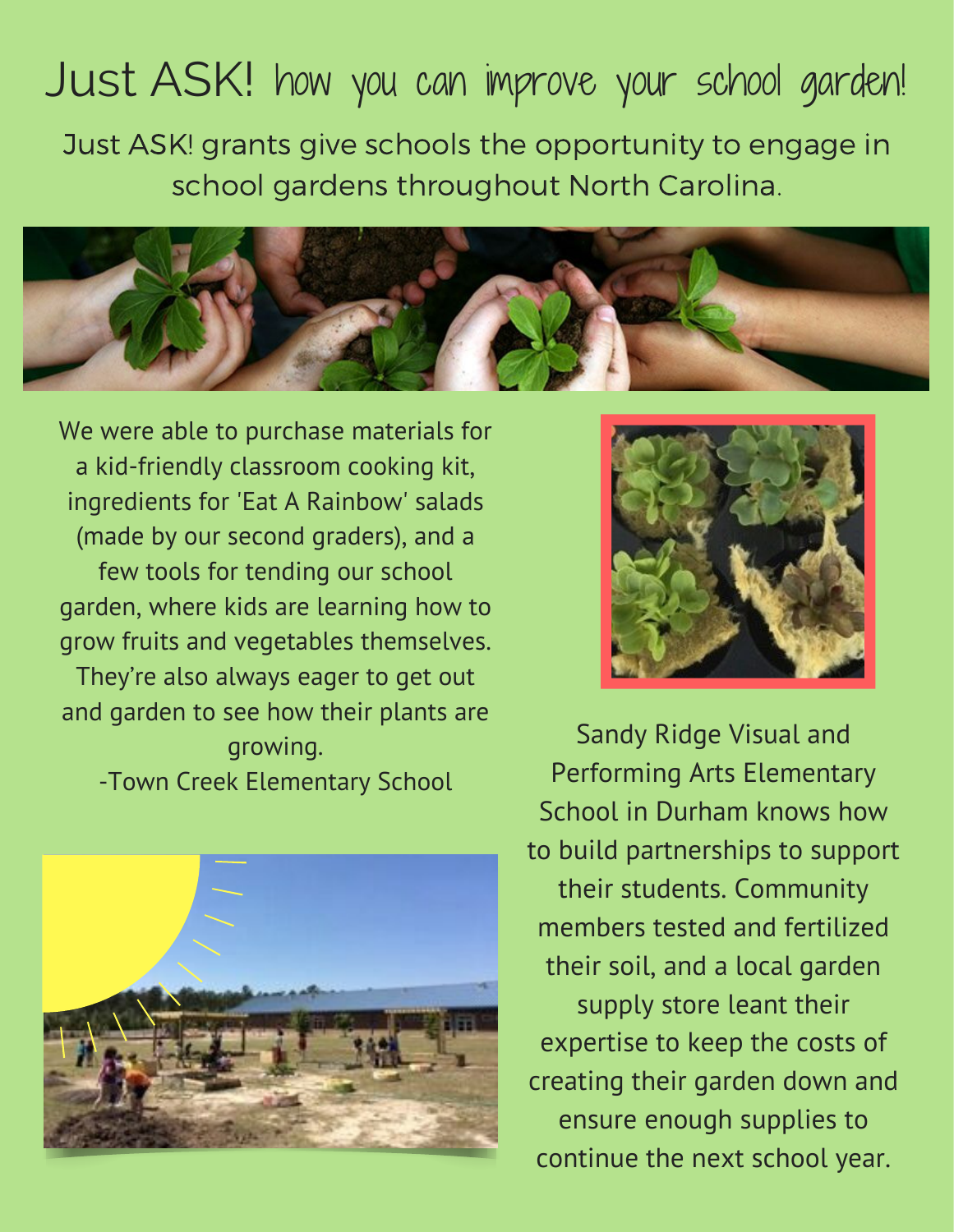# Just ASK! how you can improve your school garden!

Just ASK! grants give schools the opportunity to engage in school gardens throughout North Carolina.

We were able to purchase materials for a kid-friendly classroom cooking kit, ingredients for 'Eat A Rainbow' salads (made by our second graders), and a few tools for tending our school garden, where kids are learning how to grow fruits and vegetables themselves. They're also always eager to get out and garden to see how their plants are growing.

-Town Creek Elementary School

Sandy Ridge Visual and Performing Arts Elementary School in Durham knows how to build partnerships to support their students. Community members tested and fertilized their soil, and a local garden supply store leant their expertise to keep the costs of creating their garden down and ensure enough supplies to continue the next school year.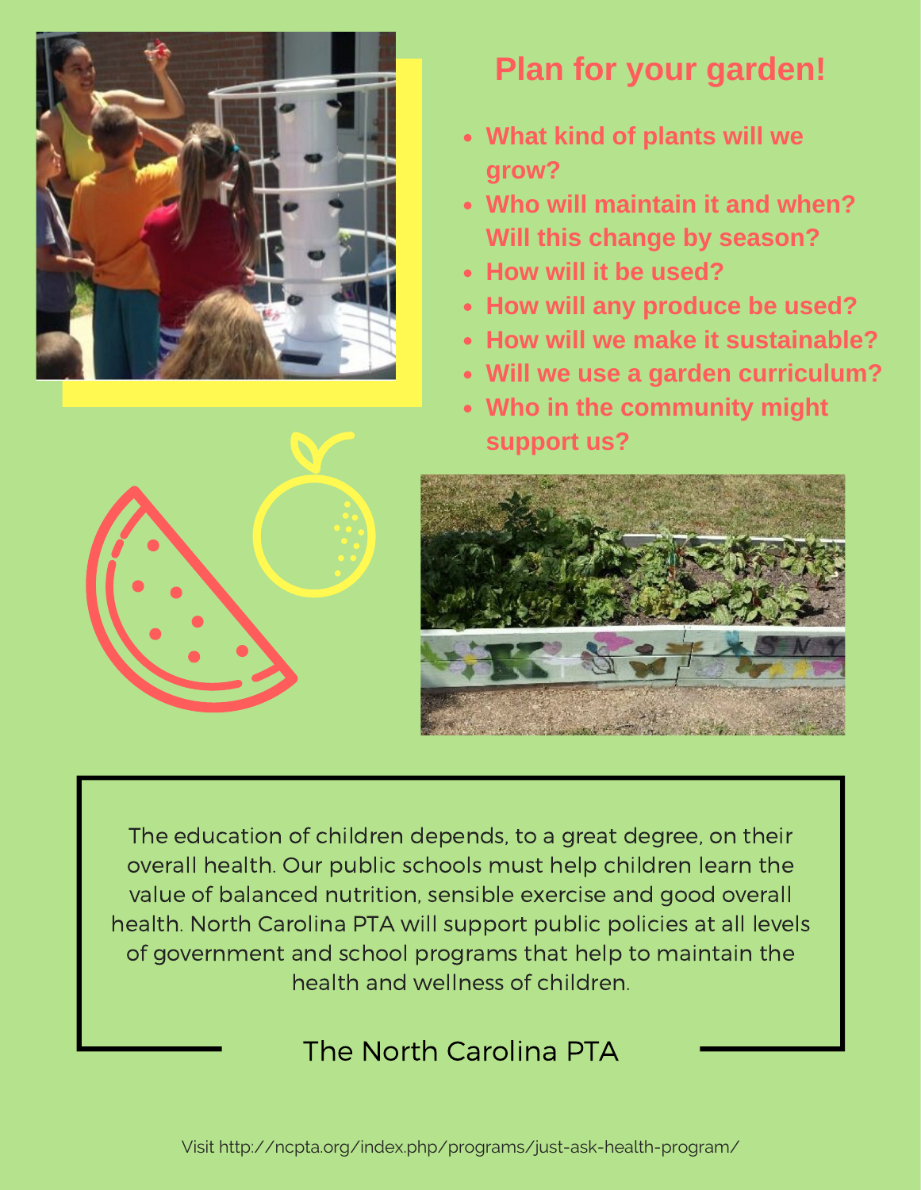## Plan for your garden!

- **What kind of plants will we grow?**
- **Who will maintain it and when? Will this change by season?**
- **How will it be used?**
- **How will any produce be used?**
- **How will we make it sustainable?**
- **Will we use a garden curriculum?**
- **Who in the community might support us?**

The education of children depends, to a great degree, on their overall health. Our public schools must help children learn the value of balanced nutrition, sensible exercise and good overall health. North Carolina PTA will support public policies at all levels of government and school programs that help to maintain the health and wellness of children.

The North Carolina PTA

Visit http://ncpta.org/index.php/programs/just-ask-health-program/